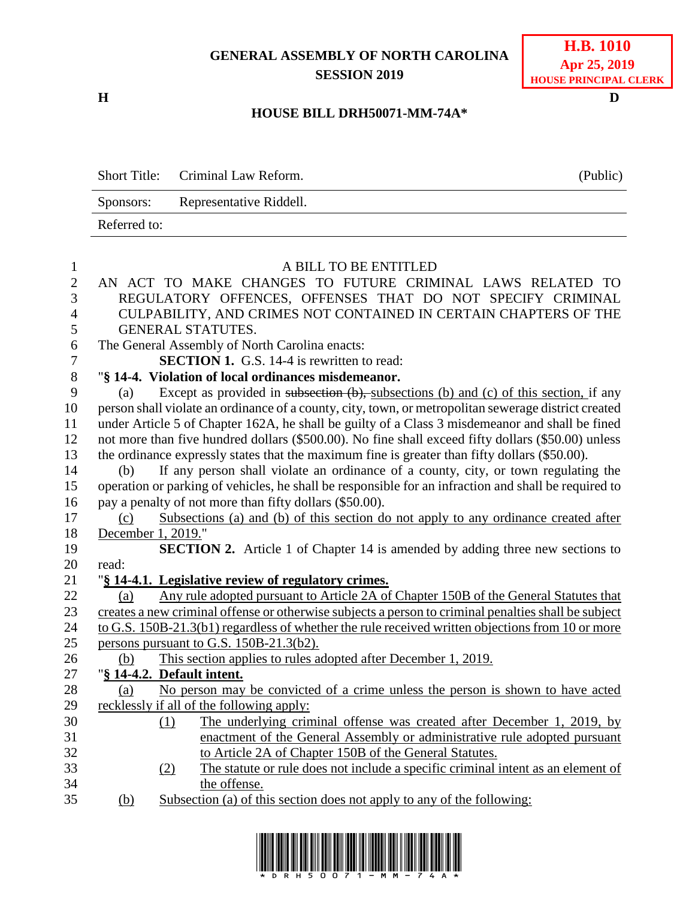GENERAL ASSEMBLY OF NORTH CAROLINA
SESSION 2019

**H.B. 1010**
**Apr 25, 2019**
**HOUSE PRINCIPAL CLERK**

**H** **D**

**HOUSE BILL DRH50071-MM-74A***

| Short Title: | Criminal Law Reform. | (Public) |
|---|---|---|
| Sponsors: | Representative Riddell. | |
| Referred to: | | |

A BILL TO BE ENTITLED

AN ACT TO MAKE CHANGES TO FUTURE CRIMINAL LAWS RELATED TO REGULATORY OFFENCES, OFFENSES THAT DO NOT SPECIFY CRIMINAL CULPABILITY, AND CRIMES NOT CONTAINED IN CERTAIN CHAPTERS OF THE GENERAL STATUTES.

The General Assembly of North Carolina enacts:

**SECTION 1.** G.S. 14-4 is rewritten to read:

"**§ 14-4. Violation of local ordinances misdemeanor.**

(a) Except as provided in ~~subsection (b),~~ subsections (b) and (c) of this section, if any person shall violate an ordinance of a county, city, town, or metropolitan sewerage district created under Article 5 of Chapter 162A, he shall be guilty of a Class 3 misdemeanor and shall be fined not more than five hundred dollars ($500.00). No fine shall exceed fifty dollars ($50.00) unless the ordinance expressly states that the maximum fine is greater than fifty dollars ($50.00).

(b) If any person shall violate an ordinance of a county, city, or town regulating the operation or parking of vehicles, he shall be responsible for an infraction and shall be required to pay a penalty of not more than fifty dollars ($50.00).

(c) Subsections (a) and (b) of this section do not apply to any ordinance created after December 1, 2019."

**SECTION 2.** Article 1 of Chapter 14 is amended by adding three new sections to read:

"**§ 14-4.1. Legislative review of regulatory crimes.**

(a) Any rule adopted pursuant to Article 2A of Chapter 150B of the General Statutes that creates a new criminal offense or otherwise subjects a person to criminal penalties shall be subject to G.S. 150B-21.3(b1) regardless of whether the rule received written objections from 10 or more persons pursuant to G.S. 150B-21.3(b2).

(b) This section applies to rules adopted after December 1, 2019.

"**§ 14-4.2. Default intent.**

(a) No person may be convicted of a crime unless the person is shown to have acted recklessly if all of the following apply:

(1) The underlying criminal offense was created after December 1, 2019, by enactment of the General Assembly or administrative rule adopted pursuant to Article 2A of Chapter 150B of the General Statutes.

(2) The statute or rule does not include a specific criminal intent as an element of the offense.

(b) Subsection (a) of this section does not apply to any of the following: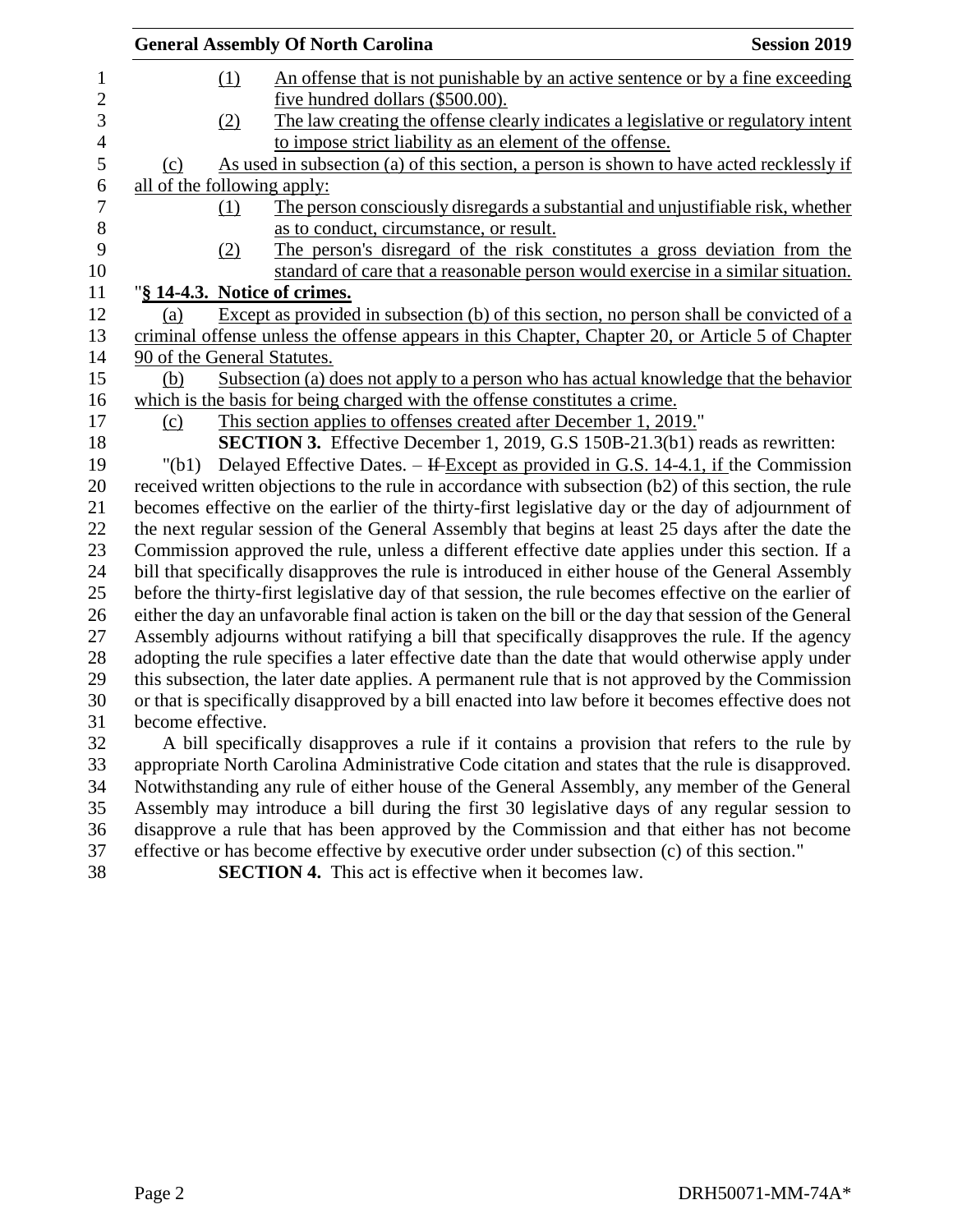(1) An offense that is not punishable by an active sentence or by a fine exceeding five hundred dollars ($500.00).

(2) The law creating the offense clearly indicates a legislative or regulatory intent to impose strict liability as an element of the offense.

(c) As used in subsection (a) of this section, a person is shown to have acted recklessly if all of the following apply:

(1) The person consciously disregards a substantial and unjustifiable risk, whether as to conduct, circumstance, or result.

(2) The person's disregard of the risk constitutes a gross deviation from the standard of care that a reasonable person would exercise in a similar situation.

"**§ 14-4.3. Notice of crimes.**

(a) Except as provided in subsection (b) of this section, no person shall be convicted of a criminal offense unless the offense appears in this Chapter, Chapter 20, or Article 5 of Chapter 90 of the General Statutes.

(b) Subsection (a) does not apply to a person who has actual knowledge that the behavior which is the basis for being charged with the offense constitutes a crime.

(c) This section applies to offenses created after December 1, 2019."

**SECTION 3.** Effective December 1, 2019, G.S 150B-21.3(b1) reads as rewritten:

"(b1) Delayed Effective Dates. – If Except as provided in G.S. 14-4.1, if the Commission received written objections to the rule in accordance with subsection (b2) of this section, the rule becomes effective on the earlier of the thirty-first legislative day or the day of adjournment of the next regular session of the General Assembly that begins at least 25 days after the date the Commission approved the rule, unless a different effective date applies under this section. If a bill that specifically disapproves the rule is introduced in either house of the General Assembly before the thirty-first legislative day of that session, the rule becomes effective on the earlier of either the day an unfavorable final action is taken on the bill or the day that session of the General Assembly adjourns without ratifying a bill that specifically disapproves the rule. If the agency adopting the rule specifies a later effective date than the date that would otherwise apply under this subsection, the later date applies. A permanent rule that is not approved by the Commission or that is specifically disapproved by a bill enacted into law before it becomes effective does not become effective.

A bill specifically disapproves a rule if it contains a provision that refers to the rule by appropriate North Carolina Administrative Code citation and states that the rule is disapproved. Notwithstanding any rule of either house of the General Assembly, any member of the General Assembly may introduce a bill during the first 30 legislative days of any regular session to disapprove a rule that has been approved by the Commission and that either has not become effective or has become effective by executive order under subsection (c) of this section."

**SECTION 4.** This act is effective when it becomes law.